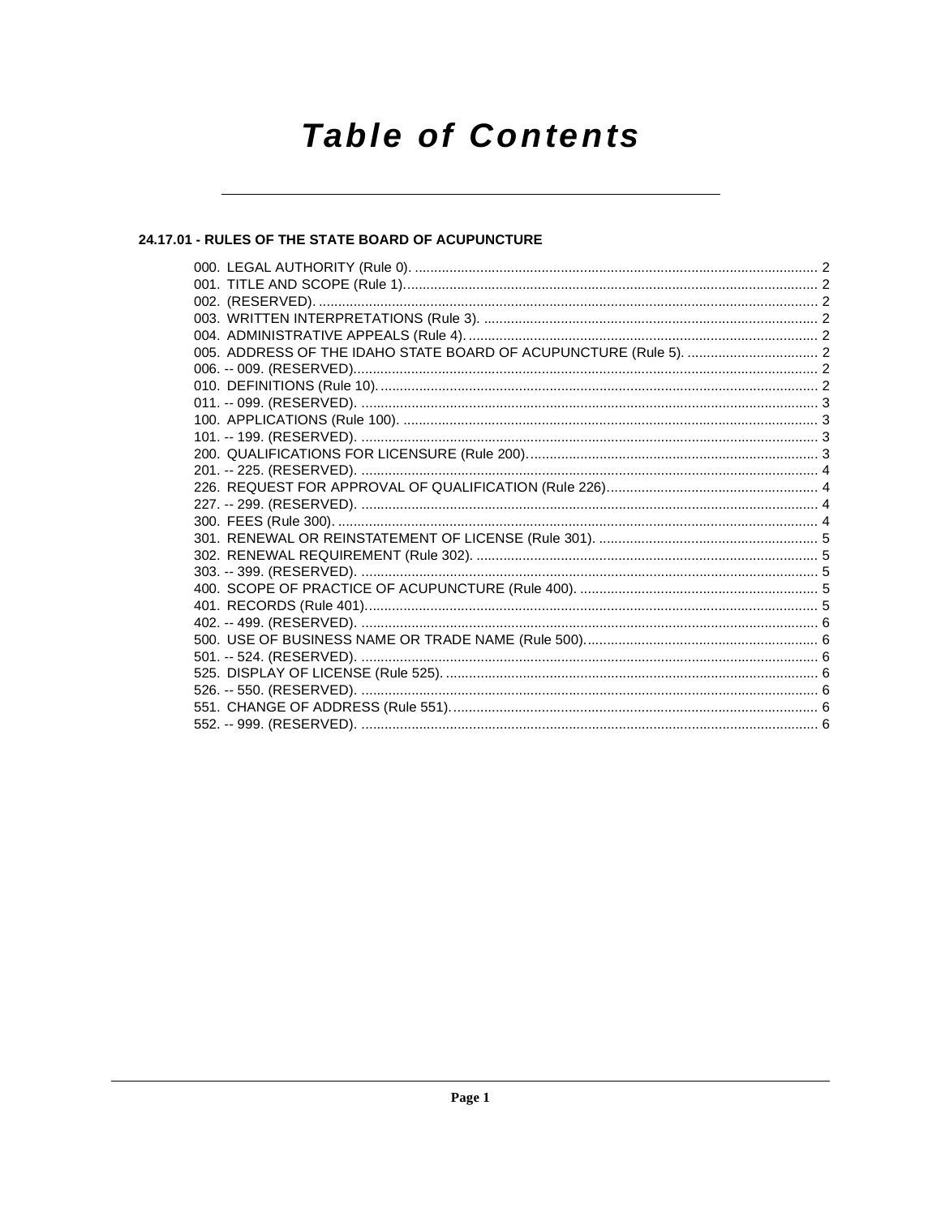# Table of Contents

## 24.17.01 - RULES OF THE STATE BOARD OF ACUPUNCTURE

000. LEGAL AUTHORITY (Rule 0). ..... 2
001. TITLE AND SCOPE (Rule 1). ..... 2
002. (RESERVED). ..... 2
003. WRITTEN INTERPRETATIONS (Rule 3). ..... 2
004. ADMINISTRATIVE APPEALS (Rule 4). ..... 2
005. ADDRESS OF THE IDAHO STATE BOARD OF ACUPUNCTURE (Rule 5). ..... 2
006. -- 009. (RESERVED). ..... 2
010. DEFINITIONS (Rule 10). ..... 2
011. -- 099. (RESERVED). ..... 3
100. APPLICATIONS (Rule 100). ..... 3
101. -- 199. (RESERVED). ..... 3
200. QUALIFICATIONS FOR LICENSURE (Rule 200). ..... 3
201. -- 225. (RESERVED). ..... 4
226. REQUEST FOR APPROVAL OF QUALIFICATION (Rule 226). ..... 4
227. -- 299. (RESERVED). ..... 4
300. FEES (Rule 300). ..... 4
301. RENEWAL OR REINSTATEMENT OF LICENSE (Rule 301). ..... 5
302. RENEWAL REQUIREMENT (Rule 302). ..... 5
303. -- 399. (RESERVED). ..... 5
400. SCOPE OF PRACTICE OF ACUPUNCTURE (Rule 400). ..... 5
401. RECORDS (Rule 401). ..... 5
402. -- 499. (RESERVED). ..... 6
500. USE OF BUSINESS NAME OR TRADE NAME (Rule 500). ..... 6
501. -- 524. (RESERVED). ..... 6
525. DISPLAY OF LICENSE (Rule 525). ..... 6
526. -- 550. (RESERVED). ..... 6
551. CHANGE OF ADDRESS (Rule 551). ..... 6
552. -- 999. (RESERVED). ..... 6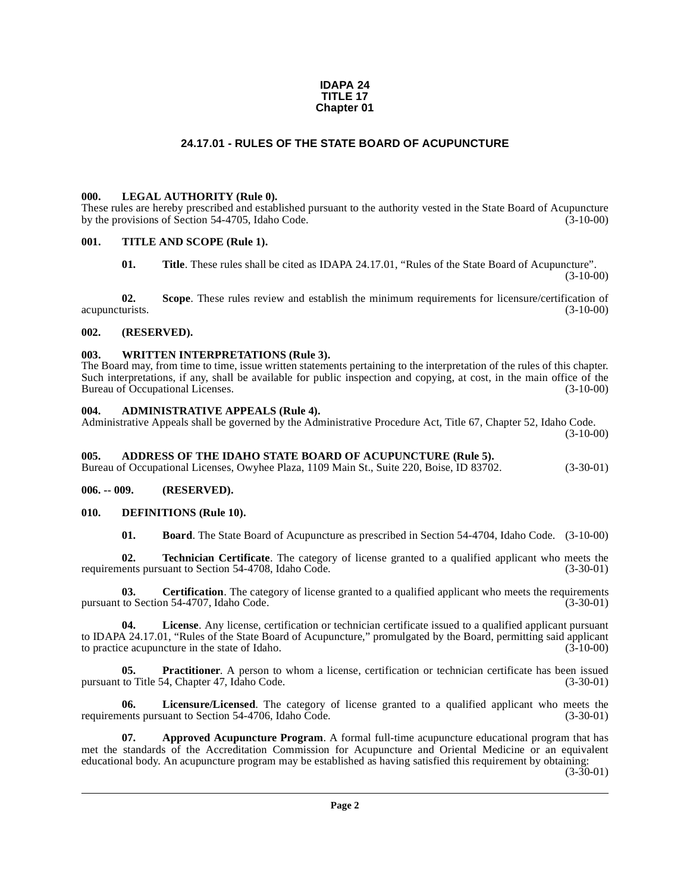**IDAPA 24**
**TITLE 17**
**Chapter 01**

# 24.17.01 - RULES OF THE STATE BOARD OF ACUPUNCTURE

### 000. LEGAL AUTHORITY (Rule 0).

These rules are hereby prescribed and established pursuant to the authority vested in the State Board of Acupuncture by the provisions of Section 54-4705, Idaho Code. (3-10-00)

### 001. TITLE AND SCOPE (Rule 1).

**01. Title**. These rules shall be cited as IDAPA 24.17.01, "Rules of the State Board of Acupuncture". (3-10-00)

**02. Scope**. These rules review and establish the minimum requirements for licensure/certification of acupuncturists. (3-10-00)

### 002. (RESERVED).

### 003. WRITTEN INTERPRETATIONS (Rule 3).

The Board may, from time to time, issue written statements pertaining to the interpretation of the rules of this chapter. Such interpretations, if any, shall be available for public inspection and copying, at cost, in the main office of the Bureau of Occupational Licenses. (3-10-00)

### 004. ADMINISTRATIVE APPEALS (Rule 4).

Administrative Appeals shall be governed by the Administrative Procedure Act, Title 67, Chapter 52, Idaho Code. (3-10-00)

### 005. ADDRESS OF THE IDAHO STATE BOARD OF ACUPUNCTURE (Rule 5).

Bureau of Occupational Licenses, Owyhee Plaza, 1109 Main St., Suite 220, Boise, ID 83702. (3-30-01)

### 006. -- 009. (RESERVED).

### 010. DEFINITIONS (Rule 10).

**01. Board**. The State Board of Acupuncture as prescribed in Section 54-4704, Idaho Code. (3-10-00)

**02. Technician Certificate**. The category of license granted to a qualified applicant who meets the requirements pursuant to Section 54-4708, Idaho Code. (3-30-01)

**03. Certification**. The category of license granted to a qualified applicant who meets the requirements pursuant to Section 54-4707, Idaho Code. (3-30-01)

**04. License**. Any license, certification or technician certificate issued to a qualified applicant pursuant to IDAPA 24.17.01, "Rules of the State Board of Acupuncture," promulgated by the Board, permitting said applicant to practice acupuncture in the state of Idaho. (3-10-00)

**05. Practitioner**. A person to whom a license, certification or technician certificate has been issued pursuant to Title 54, Chapter 47, Idaho Code. (3-30-01)

**06. Licensure/Licensed**. The category of license granted to a qualified applicant who meets the requirements pursuant to Section 54-4706, Idaho Code. (3-30-01)

**07. Approved Acupuncture Program**. A formal full-time acupuncture educational program that has met the standards of the Accreditation Commission for Acupuncture and Oriental Medicine or an equivalent educational body. An acupuncture program may be established as having satisfied this requirement by obtaining: (3-30-01)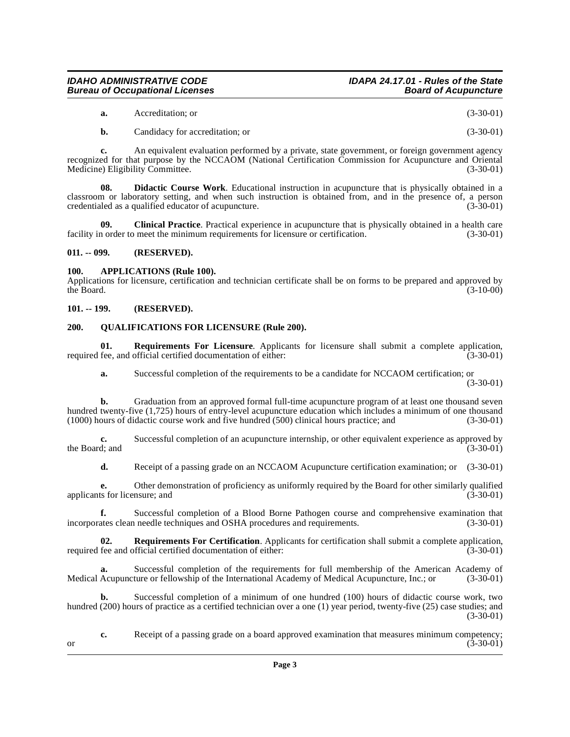**a.** Accreditation; or (3-30-01)

**b.** Candidacy for accreditation; or (3-30-01)

**c.** An equivalent evaluation performed by a private, state government, or foreign government agency recognized for that purpose by the NCCAOM (National Certification Commission for Acupuncture and Oriental Medicine) Eligibility Committee. (3-30-01)

**08. Didactic Course Work**. Educational instruction in acupuncture that is physically obtained in a classroom or laboratory setting, and when such instruction is obtained from, and in the presence of, a person credentialed as a qualified educator of acupuncture. (3-30-01)

**09. Clinical Practice**. Practical experience in acupuncture that is physically obtained in a health care facility in order to meet the minimum requirements for licensure or certification. (3-30-01)

## 011. -- 099. (RESERVED).

## 100. APPLICATIONS (Rule 100).

Applications for licensure, certification and technician certificate shall be on forms to be prepared and approved by the Board. (3-10-00)

## 101. -- 199. (RESERVED).

## 200. QUALIFICATIONS FOR LICENSURE (Rule 200).

**01. Requirements For Licensure**. Applicants for licensure shall submit a complete application, required fee, and official certified documentation of either: (3-30-01)

**a.** Successful completion of the requirements to be a candidate for NCCAOM certification; or (3-30-01)

**b.** Graduation from an approved formal full-time acupuncture program of at least one thousand seven hundred twenty-five (1,725) hours of entry-level acupuncture education which includes a minimum of one thousand (1000) hours of didactic course work and five hundred (500) clinical hours practice; and (3-30-01)

**c.** Successful completion of an acupuncture internship, or other equivalent experience as approved by the Board; and (3-30-01)

**d.** Receipt of a passing grade on an NCCAOM Acupuncture certification examination; or (3-30-01)

**e.** Other demonstration of proficiency as uniformly required by the Board for other similarly qualified applicants for licensure; and (3-30-01)

**f.** Successful completion of a Blood Borne Pathogen course and comprehensive examination that incorporates clean needle techniques and OSHA procedures and requirements. (3-30-01)

**02. Requirements For Certification**. Applicants for certification shall submit a complete application, required fee and official certified documentation of either: (3-30-01)

**a.** Successful completion of the requirements for full membership of the American Academy of Medical Acupuncture or fellowship of the International Academy of Medical Acupuncture, Inc.; or (3-30-01)

**b.** Successful completion of a minimum of one hundred (100) hours of didactic course work, two hundred (200) hours of practice as a certified technician over a one (1) year period, twenty-five (25) case studies; and (3-30-01)

**c.** Receipt of a passing grade on a board approved examination that measures minimum competency; or (3-30-01)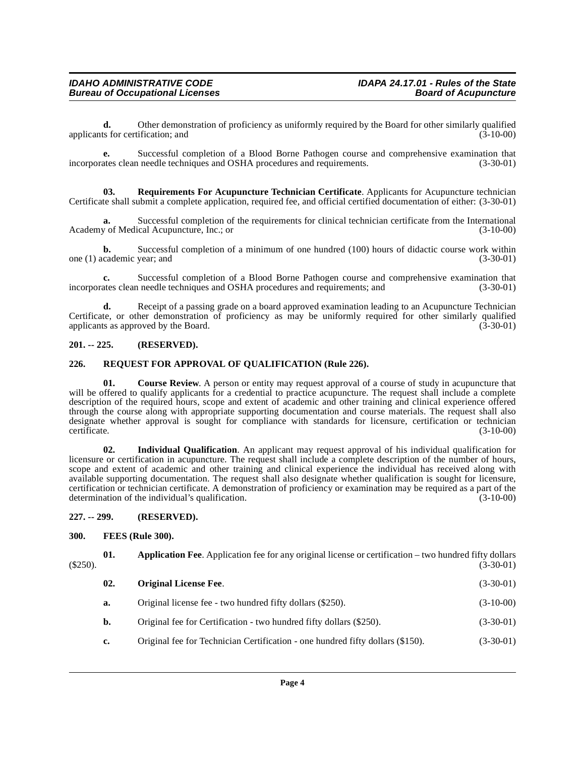**d.** Other demonstration of proficiency as uniformly required by the Board for other similarly qualified applicants for certification; and (3-10-00)

**e.** Successful completion of a Blood Borne Pathogen course and comprehensive examination that incorporates clean needle techniques and OSHA procedures and requirements. (3-30-01)

**03. Requirements For Acupuncture Technician Certificate**. Applicants for Acupuncture technician Certificate shall submit a complete application, required fee, and official certified documentation of either: (3-30-01)

**a.** Successful completion of the requirements for clinical technician certificate from the International Academy of Medical Acupuncture, Inc.; or (3-10-00)

**b.** Successful completion of a minimum of one hundred (100) hours of didactic course work within one (1) academic year; and (3-30-01)

**c.** Successful completion of a Blood Borne Pathogen course and comprehensive examination that incorporates clean needle techniques and OSHA procedures and requirements; and (3-30-01)

**d.** Receipt of a passing grade on a board approved examination leading to an Acupuncture Technician Certificate, or other demonstration of proficiency as may be uniformly required for other similarly qualified applicants as approved by the Board. (3-30-01)

## 201. -- 225. (RESERVED).

## 226. REQUEST FOR APPROVAL OF QUALIFICATION (Rule 226).

**01. Course Review**. A person or entity may request approval of a course of study in acupuncture that will be offered to qualify applicants for a credential to practice acupuncture. The request shall include a complete description of the required hours, scope and extent of academic and other training and clinical experience offered through the course along with appropriate supporting documentation and course materials. The request shall also designate whether approval is sought for compliance with standards for licensure, certification or technician certificate. (3-10-00)

**02. Individual Qualification**. An applicant may request approval of his individual qualification for licensure or certification in acupuncture. The request shall include a complete description of the number of hours, scope and extent of academic and other training and clinical experience the individual has received along with available supporting documentation. The request shall also designate whether qualification is sought for licensure, certification or technician certificate. A demonstration of proficiency or examination may be required as a part of the determination of the individual's qualification. (3-10-00)

## 227. -- 299. (RESERVED).

## 300. FEES (Rule 300).

**01. Application Fee**. Application fee for any original license or certification – two hundred fifty dollars ($250). (3-30-01)

**02. Original License Fee**. (3-30-01)

**a.** Original license fee - two hundred fifty dollars ($250). (3-10-00)

**b.** Original fee for Certification - two hundred fifty dollars ($250). (3-30-01)

**c.** Original fee for Technician Certification - one hundred fifty dollars ($150). (3-30-01)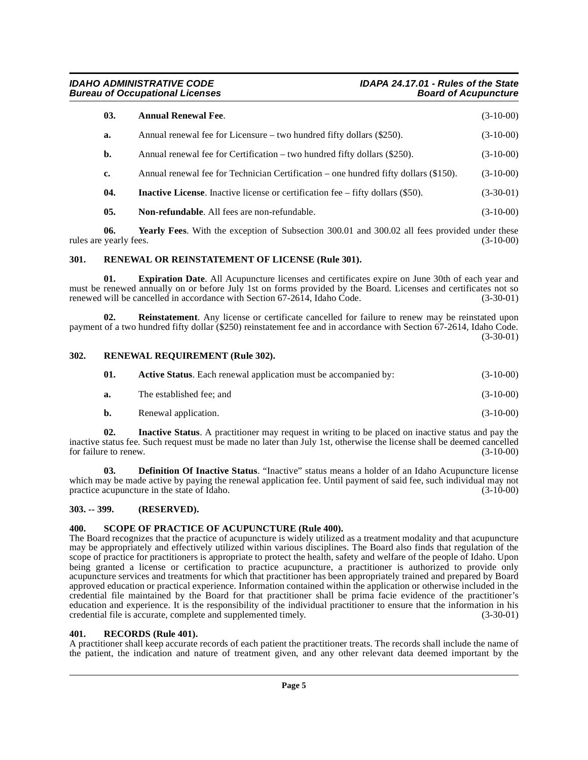**03. Annual Renewal Fee**. (3-10-00)

**a.** Annual renewal fee for Licensure – two hundred fifty dollars ($250). (3-10-00)

**b.** Annual renewal fee for Certification – two hundred fifty dollars ($250). (3-10-00)

**c.** Annual renewal fee for Technician Certification – one hundred fifty dollars ($150). (3-10-00)

**04. Inactive License**. Inactive license or certification fee – fifty dollars ($50). (3-30-01)

**05. Non-refundable**. All fees are non-refundable. (3-10-00)

**06. Yearly Fees**. With the exception of Subsection 300.01 and 300.02 all fees provided under these rules are yearly fees. (3-10-00)

## 301. RENEWAL OR REINSTATEMENT OF LICENSE (Rule 301).

**01. Expiration Date**. All Acupuncture licenses and certificates expire on June 30th of each year and must be renewed annually on or before July 1st on forms provided by the Board. Licenses and certificates not so renewed will be cancelled in accordance with Section 67-2614, Idaho Code. (3-30-01)

**02. Reinstatement**. Any license or certificate cancelled for failure to renew may be reinstated upon payment of a two hundred fifty dollar ($250) reinstatement fee and in accordance with Section 67-2614, Idaho Code. (3-30-01)

## 302. RENEWAL REQUIREMENT (Rule 302).

**01. Active Status**. Each renewal application must be accompanied by: (3-10-00)

**a.** The established fee; and (3-10-00)

**b.** Renewal application. (3-10-00)

**02. Inactive Status**. A practitioner may request in writing to be placed on inactive status and pay the inactive status fee. Such request must be made no later than July 1st, otherwise the license shall be deemed cancelled for failure to renew. (3-10-00)

**03. Definition Of Inactive Status**. "Inactive" status means a holder of an Idaho Acupuncture license which may be made active by paying the renewal application fee. Until payment of said fee, such individual may not practice acupuncture in the state of Idaho. (3-10-00)

## 303. -- 399. (RESERVED).

## 400. SCOPE OF PRACTICE OF ACUPUNCTURE (Rule 400).

The Board recognizes that the practice of acupuncture is widely utilized as a treatment modality and that acupuncture may be appropriately and effectively utilized within various disciplines. The Board also finds that regulation of the scope of practice for practitioners is appropriate to protect the health, safety and welfare of the people of Idaho. Upon being granted a license or certification to practice acupuncture, a practitioner is authorized to provide only acupuncture services and treatments for which that practitioner has been appropriately trained and prepared by Board approved education or practical experience. Information contained within the application or otherwise included in the credential file maintained by the Board for that practitioner shall be prima facie evidence of the practitioner's education and experience. It is the responsibility of the individual practitioner to ensure that the information in his credential file is accurate, complete and supplemented timely. (3-30-01)

## 401. RECORDS (Rule 401).

A practitioner shall keep accurate records of each patient the practitioner treats. The records shall include the name of the patient, the indication and nature of treatment given, and any other relevant data deemed important by the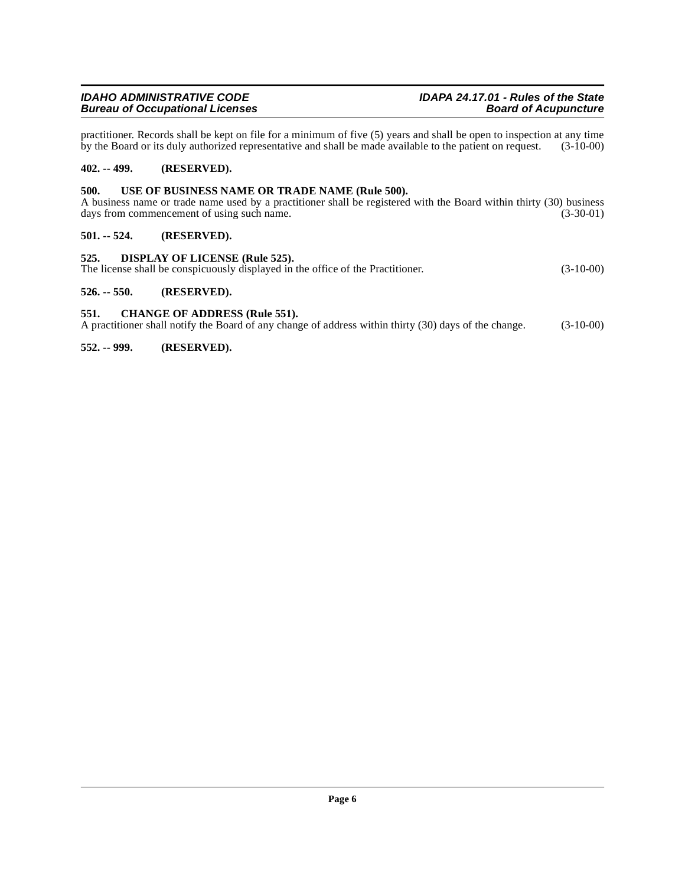practitioner. Records shall be kept on file for a minimum of five (5) years and shall be open to inspection at any time by the Board or its duly authorized representative and shall be made available to the patient on request. (3-10-00)

**402. -- 499. (RESERVED).**

**500. USE OF BUSINESS NAME OR TRADE NAME (Rule 500).**

A business name or trade name used by a practitioner shall be registered with the Board within thirty (30) business days from commencement of using such name. (3-30-01)

**501. -- 524. (RESERVED).**

**525. DISPLAY OF LICENSE (Rule 525).**

The license shall be conspicuously displayed in the office of the Practitioner. (3-10-00)

**526. -- 550. (RESERVED).**

**551. CHANGE OF ADDRESS (Rule 551).**

A practitioner shall notify the Board of any change of address within thirty (30) days of the change. (3-10-00)

**552. -- 999. (RESERVED).**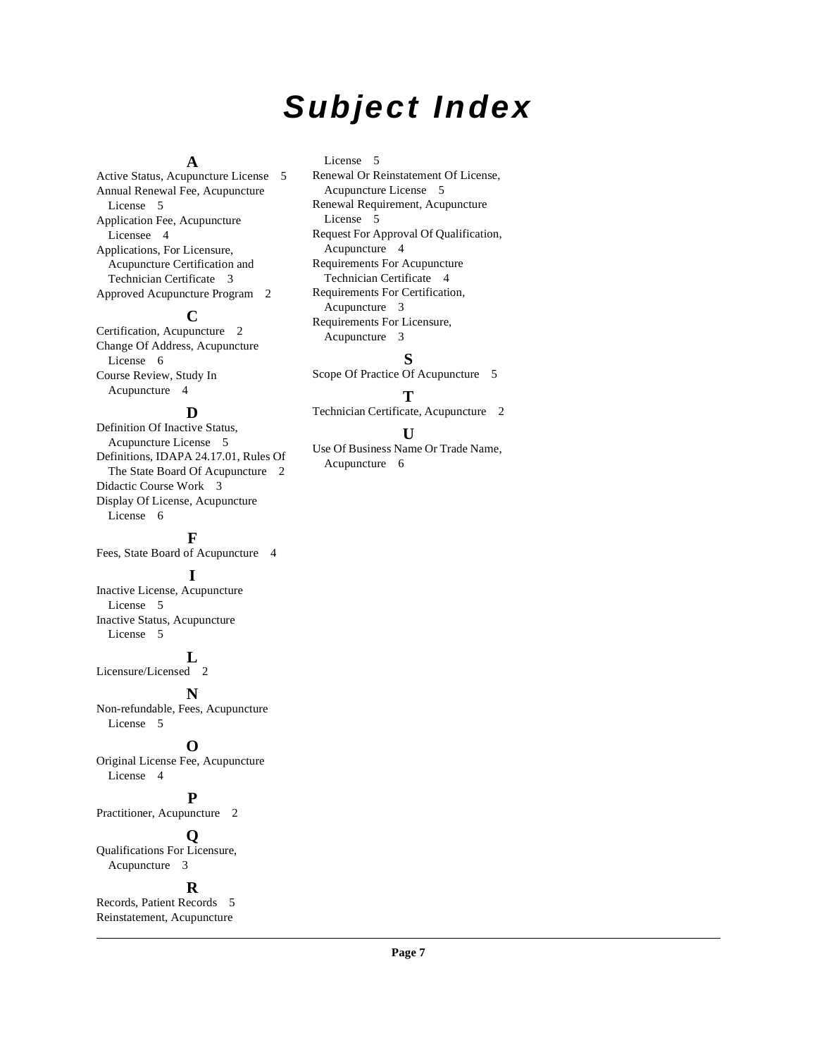# *Subject Index*

**A**

Active Status, Acupuncture License 5
Annual Renewal Fee, Acupuncture License 5
Application Fee, Acupuncture Licensee 4
Applications, For Licensure, Acupuncture Certification and Technician Certificate 3
Approved Acupuncture Program 2

**C**

Certification, Acupuncture 2
Change Of Address, Acupuncture License 6
Course Review, Study In Acupuncture 4

**D**

Definition Of Inactive Status, Acupuncture License 5
Definitions, IDAPA 24.17.01, Rules Of The State Board Of Acupuncture 2
Didactic Course Work 3
Display Of License, Acupuncture License 6

**F**

Fees, State Board of Acupuncture 4

**I**

Inactive License, Acupuncture License 5
Inactive Status, Acupuncture License 5

**L**

Licensure/Licensed 2

**N**

Non-refundable, Fees, Acupuncture License 5

**O**

Original License Fee, Acupuncture License 4

**P**

Practitioner, Acupuncture 2

**Q**

Qualifications For Licensure, Acupuncture 3

**R**

Records, Patient Records 5
Reinstatement, Acupuncture License 5
Renewal Or Reinstatement Of License, Acupuncture License 5
Renewal Requirement, Acupuncture License 5
Request For Approval Of Qualification, Acupuncture 4
Requirements For Acupuncture Technician Certificate 4
Requirements For Certification, Acupuncture 3
Requirements For Licensure, Acupuncture 3

**S**

Scope Of Practice Of Acupuncture 5

**T**

Technician Certificate, Acupuncture 2

**U**

Use Of Business Name Or Trade Name, Acupuncture 6